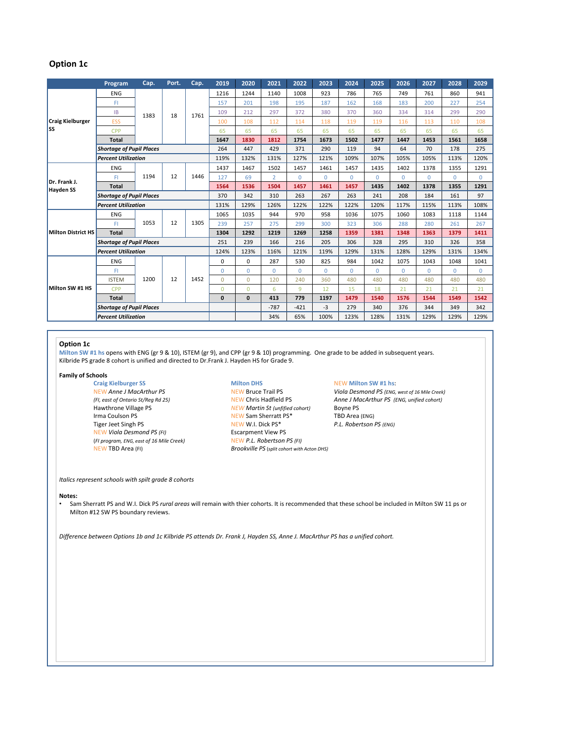## Option 1c

| | Program | Cap. | Port. | Cap. | 2019 | 2020 | 2021 | 2022 | 2023 | 2024 | 2025 | 2026 | 2027 | 2028 | 2029 |
|---|---|---|---|---|---|---|---|---|---|---|---|---|---|---|---|
| **Craig Kielburger SS** | ENG | 1383 | 18 | 1761 | 1216 | 1244 | 1140 | 1008 | 923 | 786 | 765 | 749 | 761 | 860 | 941 |
| | FI | | | | 157 | 201 | 198 | 195 | 187 | 162 | 168 | 183 | 200 | 227 | 254 |
| | IB | | | | 109 | 212 | 297 | 372 | 380 | 370 | 360 | 334 | 314 | 299 | 290 |
| | ESS | | | | 100 | 108 | 112 | 114 | 118 | 119 | 119 | 116 | 113 | 110 | 108 |
| | CPP | | | | 65 | 65 | 65 | 65 | 65 | 65 | 65 | 65 | 65 | 65 | 65 |
| | **Total** | | | | **1647** | **1830** | **1812** | **1754** | **1673** | **1502** | **1477** | **1447** | **1453** | **1561** | **1658** |
| | ***Shortage of Pupil Places*** | | | | 264 | 447 | 429 | 371 | 290 | 119 | 94 | 64 | 70 | 178 | 275 |
| | ***Percent Utilization*** | | | | 119% | 132% | 131% | 127% | 121% | 109% | 107% | 105% | 105% | 113% | 120% |
| **Dr. Frank J. Hayden SS** | ENG | 1194 | 12 | 1446 | 1437 | 1467 | 1502 | 1457 | 1461 | 1457 | 1435 | 1402 | 1378 | 1355 | 1291 |
| | FI | | | | 127 | 69 | 2 | 0 | 0 | 0 | 0 | 0 | 0 | 0 | 0 |
| | **Total** | | | | **1564** | **1536** | **1504** | **1457** | **1461** | **1457** | **1435** | **1402** | **1378** | **1355** | **1291** |
| | ***Shortage of Pupil Places*** | | | | 370 | 342 | 310 | 263 | 267 | 263 | 241 | 208 | 184 | 161 | 97 |
| | ***Percent Utilization*** | | | | 131% | 129% | 126% | 122% | 122% | 122% | 120% | 117% | 115% | 113% | 108% |
| **Milton District HS** | ENG | 1053 | 12 | 1305 | 1065 | 1035 | 944 | 970 | 958 | 1036 | 1075 | 1060 | 1083 | 1118 | 1144 |
| | FI | | | | 239 | 257 | 275 | 299 | 300 | 323 | 306 | 288 | 280 | 261 | 267 |
| | **Total** | | | | **1304** | **1292** | **1219** | **1269** | **1258** | **1359** | **1381** | **1348** | **1363** | **1379** | **1411** |
| | ***Shortage of Pupil Places*** | | | | 251 | 239 | 166 | 216 | 205 | 306 | 328 | 295 | 310 | 326 | 358 |
| | ***Percent Utilization*** | | | | 124% | 123% | 116% | 121% | 119% | 129% | 131% | 128% | 129% | 131% | 134% |
| **Milton SW #1 HS** | ENG | 1200 | 12 | 1452 | 0 | 0 | 287 | 530 | 825 | 984 | 1042 | 1075 | 1043 | 1048 | 1041 |
| | FI | | | | 0 | 0 | 0 | 0 | 0 | 0 | 0 | 0 | 0 | 0 | 0 |
| | ISTEM | | | | 0 | 0 | 120 | 240 | 360 | 480 | 480 | 480 | 480 | 480 | 480 |
| | CPP | | | | 0 | 0 | 6 | 9 | 12 | 15 | 18 | 21 | 21 | 21 | 21 |
| | **Total** | | | | **0** | **0** | **413** | **779** | **1197** | **1479** | **1540** | **1576** | **1544** | **1549** | **1542** |
| | ***Shortage of Pupil Places*** | | | | | | -787 | -421 | -3 | 279 | 340 | 376 | 344 | 349 | 342 |
| | ***Percent Utilization*** | | | | | | 34% | 65% | 100% | 123% | 128% | 131% | 129% | 129% | 129% |

**Option 1c**

Milton SW #1 hs opens with ENG (gr 9 & 10), ISTEM (gr 9), and CPP (gr 9 & 10) programming. One grade to be added in subsequent years.
Kilbride PS grade 8 cohort is unified and directed to Dr.Frank J. Hayden HS for Grade 9.

**Family of Schools**

**Craig Kielburger SS**
- NEW *Anne J MacArthur PS*
- *(FI, east of Ontario St/Reg Rd 25)*
- Hawthrone Village PS
- Irma Coulson PS
- Tiger Jeet Singh PS
- NEW *Viola Desmond PS (FI)*
- *(FI program, ENG, east of 16 Mile Creek)*
- NEW TBD Area (FI)

**Milton DHS**
- NEW Bruce Trail PS
- NEW Chris Hadfield PS
- NEW *Martin St (unfified cohort)*
- NEW Sam Sherratt PS*
- NEW W.I. Dick PS*
- Escarpment View PS
- NEW *P.L. Robertson PS (FI)*
- *Brookville PS (split cohort with Acton DHS)*

**NEW Milton SW #1 hs:**
- *Viola Desmond PS (ENG, west of 16 Mile Creek)*
- *Anne J MacArthur PS (ENG, unified cohort)*
- Boyne PS
- TBD Area (ENG)
- *P.L. Robertson PS (ENG)*

*Italics represent schools with spilt grade 8 cohorts*

**Notes:**
- Sam Sherratt PS and W.I. Dick PS *rural areas* will remain with thier cohorts. It is recommended that these school be included in Milton SW 11 ps or Milton #12 SW PS boundary reviews.

*Difference between Options 1b and 1c Kilbride PS attends Dr. Frank J, Hayden SS, Anne J. MacArthur PS has a unified cohort.*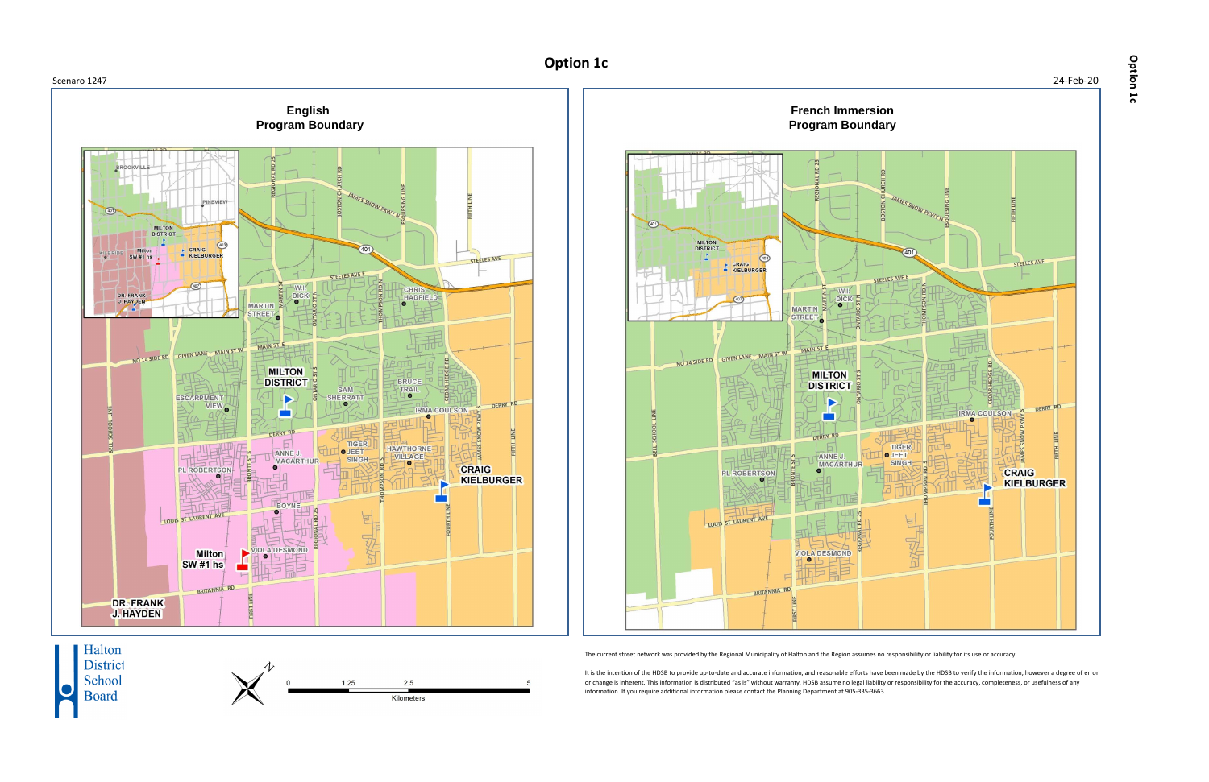# Option 1c

Scenaro 1247

24-Feb-20

## English Program Boundary

BROOKVILLE
PINEVIEW
401
MILTON DISTRICT
403
KILBRIDE
Milton SW #1 hs
CRAIG KIELBURGER
407
DR. FRANK J. HAYDEN

REGIONAL RD 25
BOSTON CHURCH RD
JAMES SNOW PKWY N
ESQUESING LINE
FIFTH LINE
401
STEELES AVE
STEELES AVE E
MARTIN ST
W.I. DICK
ONTARIO ST N
THOMPSON RD N
CHRIS HADFIELD
MARTIN STREET
MAIN ST E
NO 14 SIDE RD
GIVEN LANE
MAIN ST W
MILTON DISTRICT
ONTARIO ST S
SAM SHERRATT
BRUCE TRAIL
CEDAR HEDGE RD
ESCARPMENT VIEW
IRMA COULSON
DERRY RD
BELL SCHOOL LINE
DERRY RD
ANNE J. MACARTHUR
TIGER JEET SINGH
HAWTHORNE VILLAGE
JAMES SNOW PKWY S
FIFTH LINE
CRAIG KIELBURGER
PL ROBERTSON
BRONTE ST S
THOMPSON RD S
FOURTH LINE
LOUIS ST LAURENT AVE
BOYNE
REGIONAL RD 25
Milton SW #1 hs
VIOLA DESMOND
FIRST LINE
BRITANNIA RD
DR. FRANK J. HAYDEN

## French Immersion Program Boundary

401
MILTON DISTRICT
403
CRAIG KIELBURGER
407

REGIONAL RD 25
BOSTON CHURCH RD
JAMES SNOW PKWY N
ESQUESING LINE
FIFTH LINE
401
STEELES AVE
STEELES AVE E
MARTIN ST
W.I. DICK
ONTARIO ST N
THOMPSON RD N
MARTIN STREET
MAIN ST E
NO 14 SIDE RD
GIVEN LANE
MAIN ST W
MILTON DISTRICT
ONTARIO ST S
CEDAR HEDGE RD
IRMA COULSON
DERRY RD
BELL SCHOOL LINE
DERRY RD
ANNE J. MACARTHUR
TIGER JEET SINGH
JAMES SNOW PKWY S
FIFTH LINE
PL ROBERTSON
BRONTE ST S
THOMPSON RD S
CRAIG KIELBURGER
FOURTH LINE
LOUIS ST LAURENT AVE
REGIONAL RD 25
VIOLA DESMOND
BRITANNIA RD
FIRST LINE

Halton District School Board

0 1.25 2.5 5
Kilometers

The current street network was provided by the Regional Municipality of Halton and the Region assumes no responsibility or liability for its use or accuracy.

It is the intention of the HDSB to provide up-to-date and accurate information, and reasonable efforts have been made by the HDSB to verify the information, however a degree of error or change is inherent. This information is distributed "as is" without warranty. HDSB assume no legal liability or responsibility for the accuracy, completeness, or usefulness of any information. If you require additional information please contact the Planning Department at 905-335-3663.